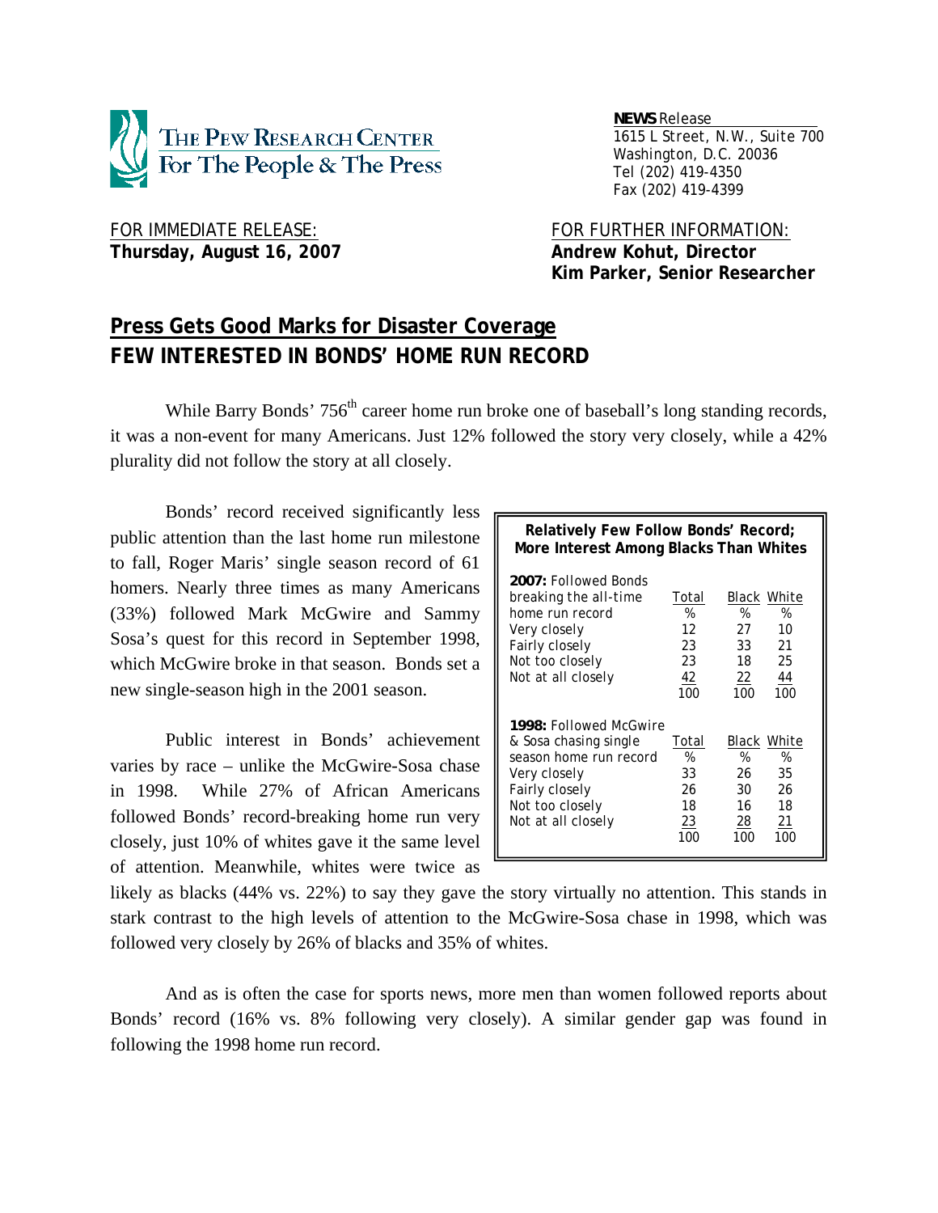**NEWS Release**
1615 L Street, N.W., Suite 700
Washington, D.C. 20036
Tel (202) 419-4350
Fax (202) 419-4399

FOR IMMEDIATE RELEASE:
**Thursday, August 16, 2007**

FOR FURTHER INFORMATION:
**Andrew Kohut, Director**
**Kim Parker, Senior Researcher**

## Press Gets Good Marks for Disaster Coverage
## FEW INTERESTED IN BONDS' HOME RUN RECORD

While Barry Bonds' 756th career home run broke one of baseball's long standing records, it was a non-event for many Americans. Just 12% followed the story very closely, while a 42% plurality did not follow the story at all closely.

Bonds' record received significantly less public attention than the last home run milestone to fall, Roger Maris' single season record of 61 homers. Nearly three times as many Americans (33%) followed Mark McGwire and Sammy Sosa's quest for this record in September 1998, which McGwire broke in that season. Bonds set a new single-season high in the 2001 season.

Public interest in Bonds' achievement varies by race – unlike the McGwire-Sosa chase in 1998. While 27% of African Americans followed Bonds' record-breaking home run very closely, just 10% of whites gave it the same level of attention. Meanwhile, whites were twice as likely as blacks (44% vs. 22%) to say they gave the story virtually no attention. This stands in stark contrast to the high levels of attention to the McGwire-Sosa chase in 1998, which was followed very closely by 26% of blacks and 35% of whites.

**Relatively Few Follow Bonds' Record; More Interest Among Blacks Than Whites**

| **2007:** Followed Bonds breaking the all-time home run record | Total | Black | White |
|---|---|---|---|
| | % | % | % |
| Very closely | 12 | 27 | 10 |
| Fairly closely | 23 | 33 | 21 |
| Not too closely | 23 | 18 | 25 |
| Not at all closely | 42 | 22 | 44 |
| | 100 | 100 | 100 |

| **1998:** Followed McGwire & Sosa chasing single season home run record | Total | Black | White |
|---|---|---|---|
| | % | % | % |
| Very closely | 33 | 26 | 35 |
| Fairly closely | 26 | 30 | 26 |
| Not too closely | 18 | 16 | 18 |
| Not at all closely | 23 | 28 | 21 |
| | 100 | 100 | 100 |

And as is often the case for sports news, more men than women followed reports about Bonds' record (16% vs. 8% following very closely). A similar gender gap was found in following the 1998 home run record.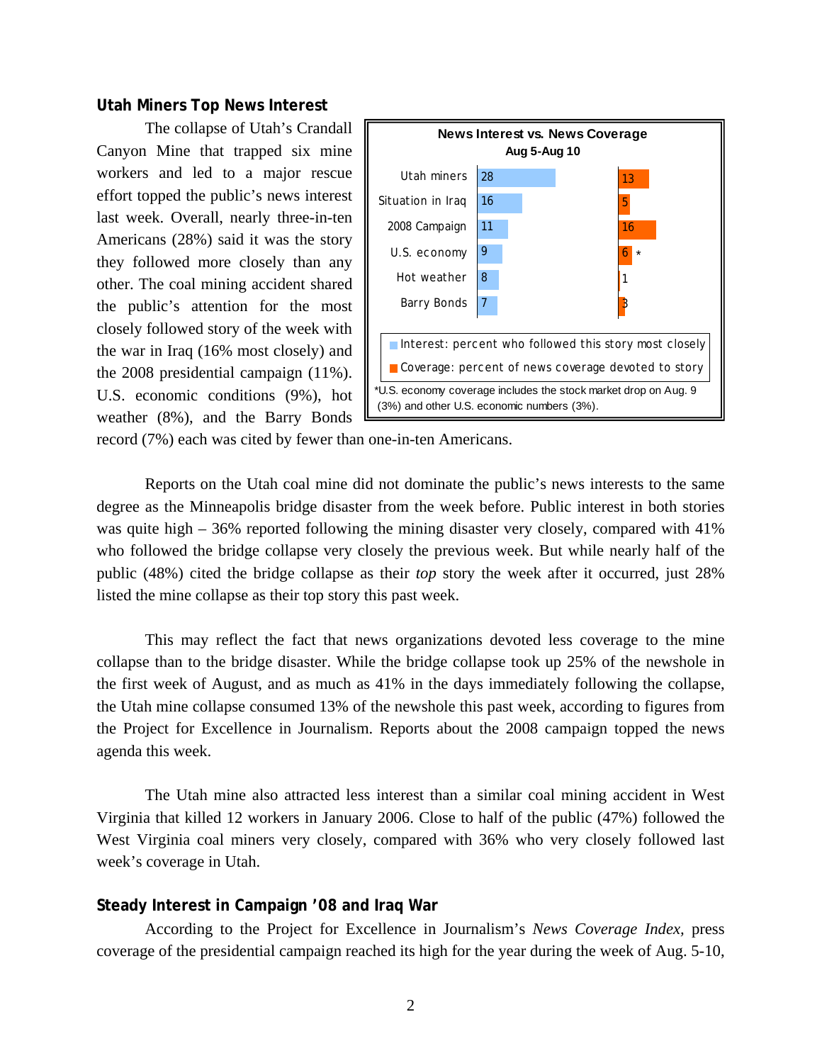## Utah Miners Top News Interest

The collapse of Utah's Crandall Canyon Mine that trapped six mine workers and led to a major rescue effort topped the public's news interest last week. Overall, nearly three-in-ten Americans (28%) said it was the story they followed more closely than any other. The coal mining accident shared the public's attention for the most closely followed story of the week with the war in Iraq (16% most closely) and the 2008 presidential campaign (11%). U.S. economic conditions (9%), hot weather (8%), and the Barry Bonds record (7%) each was cited by fewer than one-in-ten Americans.

**News Interest vs. News Coverage**
**Aug 5-Aug 10**

| | Interest: percent who followed this story most closely | Coverage: percent of news coverage devoted to story |
|---|---|---|
| Utah miners | 28 | 13 |
| Situation in Iraq | 16 | 5 |
| 2008 Campaign | 11 | 16 |
| U.S. economy | 9 | 6 * |
| Hot weather | 8 | 1 |
| Barry Bonds | 7 | 3 |

*U.S. economy coverage includes the stock market drop on Aug. 9 (3%) and other U.S. economic numbers (3%).

Reports on the Utah coal mine did not dominate the public's news interests to the same degree as the Minneapolis bridge disaster from the week before. Public interest in both stories was quite high – 36% reported following the mining disaster very closely, compared with 41% who followed the bridge collapse very closely the previous week. But while nearly half of the public (48%) cited the bridge collapse as their *top* story the week after it occurred, just 28% listed the mine collapse as their top story this past week.

This may reflect the fact that news organizations devoted less coverage to the mine collapse than to the bridge disaster. While the bridge collapse took up 25% of the newshole in the first week of August, and as much as 41% in the days immediately following the collapse, the Utah mine collapse consumed 13% of the newshole this past week, according to figures from the Project for Excellence in Journalism. Reports about the 2008 campaign topped the news agenda this week.

The Utah mine also attracted less interest than a similar coal mining accident in West Virginia that killed 12 workers in January 2006. Close to half of the public (47%) followed the West Virginia coal miners very closely, compared with 36% who very closely followed last week's coverage in Utah.

## Steady Interest in Campaign '08 and Iraq War

According to the Project for Excellence in Journalism's *News Coverage Index,* press coverage of the presidential campaign reached its high for the year during the week of Aug. 5-10,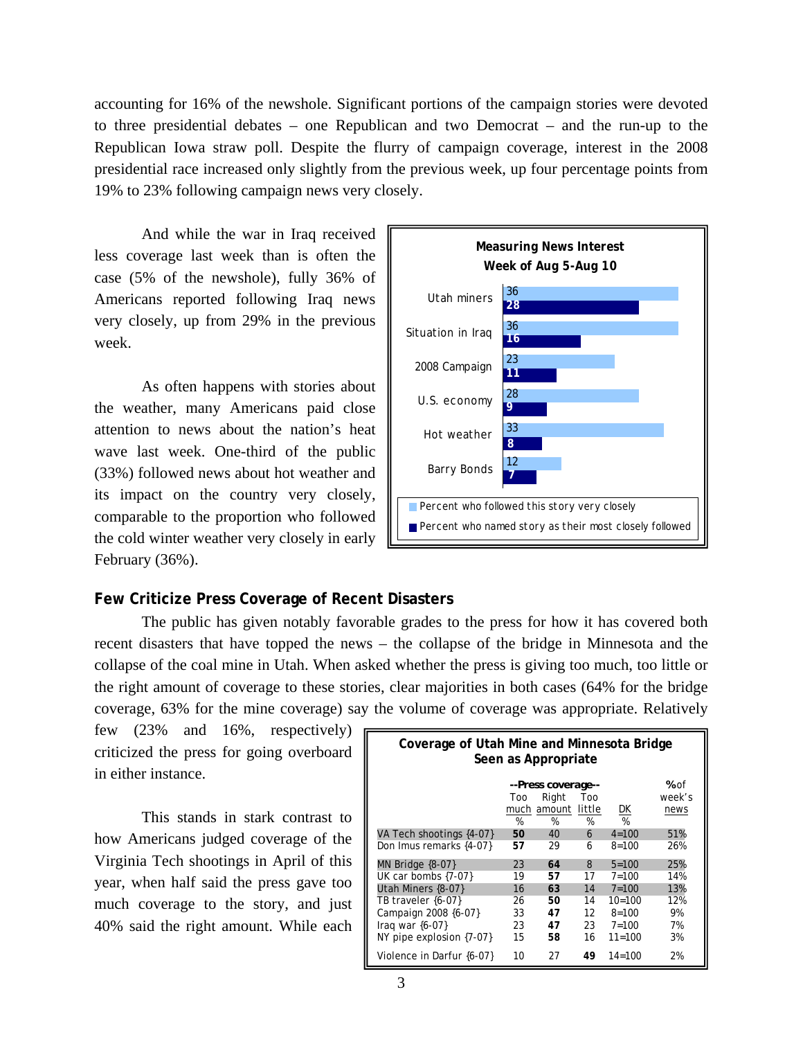accounting for 16% of the newshole. Significant portions of the campaign stories were devoted to three presidential debates – one Republican and two Democrat – and the run-up to the Republican Iowa straw poll. Despite the flurry of campaign coverage, interest in the 2008 presidential race increased only slightly from the previous week, up four percentage points from 19% to 23% following campaign news very closely.

And while the war in Iraq received less coverage last week than is often the case (5% of the newshole), fully 36% of Americans reported following Iraq news very closely, up from 29% in the previous week.

**Measuring News Interest**
**Week of Aug 5-Aug 10**

| Story | Percent who followed this story very closely | Percent who named story as their most closely followed |
|---|---|---|
| Utah miners | 36 | 28 |
| Situation in Iraq | 36 | 16 |
| 2008 Campaign | 23 | 11 |
| U.S. economy | 28 | 9 |
| Hot weather | 33 | 8 |
| Barry Bonds | 12 | 7 |

As often happens with stories about the weather, many Americans paid close attention to news about the nation's heat wave last week. One-third of the public (33%) followed news about hot weather and its impact on the country very closely, comparable to the proportion who followed the cold winter weather very closely in early February (36%).

## Few Criticize Press Coverage of Recent Disasters

The public has given notably favorable grades to the press for how it has covered both recent disasters that have topped the news – the collapse of the bridge in Minnesota and the collapse of the coal mine in Utah. When asked whether the press is giving too much, too little or the right amount of coverage to these stories, clear majorities in both cases (64% for the bridge coverage, 63% for the mine coverage) say the volume of coverage was appropriate. Relatively few (23% and 16%, respectively) criticized the press for going overboard in either instance.

This stands in stark contrast to how Americans judged coverage of the Virginia Tech shootings in April of this year, when half said the press gave too much coverage to the story, and just 40% said the right amount. While each

**Coverage of Utah Mine and Minnesota Bridge Seen as Appropriate**

| | --Press coverage-- | | | | |
|---|---|---|---|---|---|
| | Too much | Right amount | Too little | DK | % of week's news |
| | % | % | % | % | |
| VA Tech shootings {4-07} | **50** | 40 | 6 | 4=100 | 51% |
| Don Imus remarks {4-07} | **57** | 29 | 6 | 8=100 | 26% |
| MN Bridge {8-07} | 23 | **64** | 8 | 5=100 | 25% |
| UK car bombs {7-07} | 19 | **57** | 17 | 7=100 | 14% |
| Utah Miners {8-07} | 16 | **63** | 14 | 7=100 | 13% |
| TB traveler {6-07} | 26 | **50** | 14 | 10=100 | 12% |
| Campaign 2008 {6-07} | 33 | **47** | 12 | 8=100 | 9% |
| Iraq war {6-07} | 23 | **47** | 23 | 7=100 | 7% |
| NY pipe explosion {7-07} | 15 | **58** | 16 | 11=100 | 3% |
| Violence in Darfur {6-07} | 10 | 27 | **49** | 14=100 | 2% |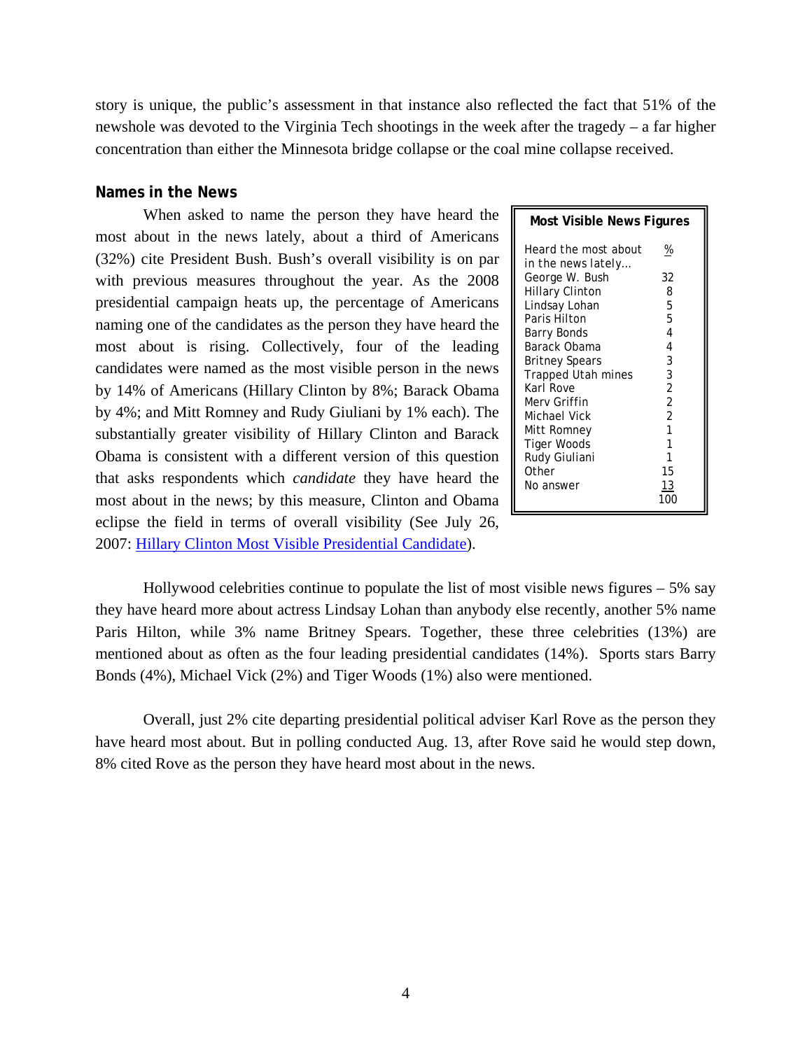story is unique, the public's assessment in that instance also reflected the fact that 51% of the newshole was devoted to the Virginia Tech shootings in the week after the tragedy – a far higher concentration than either the Minnesota bridge collapse or the coal mine collapse received.

## Names in the News

When asked to name the person they have heard the most about in the news lately, about a third of Americans (32%) cite President Bush. Bush's overall visibility is on par with previous measures throughout the year. As the 2008 presidential campaign heats up, the percentage of Americans naming one of the candidates as the person they have heard the most about is rising. Collectively, four of the leading candidates were named as the most visible person in the news by 14% of Americans (Hillary Clinton by 8%; Barack Obama by 4%; and Mitt Romney and Rudy Giuliani by 1% each). The substantially greater visibility of Hillary Clinton and Barack Obama is consistent with a different version of this question that asks respondents which *candidate* they have heard the most about in the news; by this measure, Clinton and Obama eclipse the field in terms of overall visibility (See July 26, 2007: Hillary Clinton Most Visible Presidential Candidate).

**Most Visible News Figures**

| Heard the most about in the news lately… | % |
|---|---|
| George W. Bush | 32 |
| Hillary Clinton | 8 |
| Lindsay Lohan | 5 |
| Paris Hilton | 5 |
| Barry Bonds | 4 |
| Barack Obama | 4 |
| Britney Spears | 3 |
| Trapped Utah mines | 3 |
| Karl Rove | 2 |
| Merv Griffin | 2 |
| Michael Vick | 2 |
| Mitt Romney | 1 |
| Tiger Woods | 1 |
| Rudy Giuliani | 1 |
| Other | 15 |
| No answer | 13 |
| | 100 |

Hollywood celebrities continue to populate the list of most visible news figures – 5% say they have heard more about actress Lindsay Lohan than anybody else recently, another 5% name Paris Hilton, while 3% name Britney Spears. Together, these three celebrities (13%) are mentioned about as often as the four leading presidential candidates (14%). Sports stars Barry Bonds (4%), Michael Vick (2%) and Tiger Woods (1%) also were mentioned.

Overall, just 2% cite departing presidential political adviser Karl Rove as the person they have heard most about. But in polling conducted Aug. 13, after Rove said he would step down, 8% cited Rove as the person they have heard most about in the news.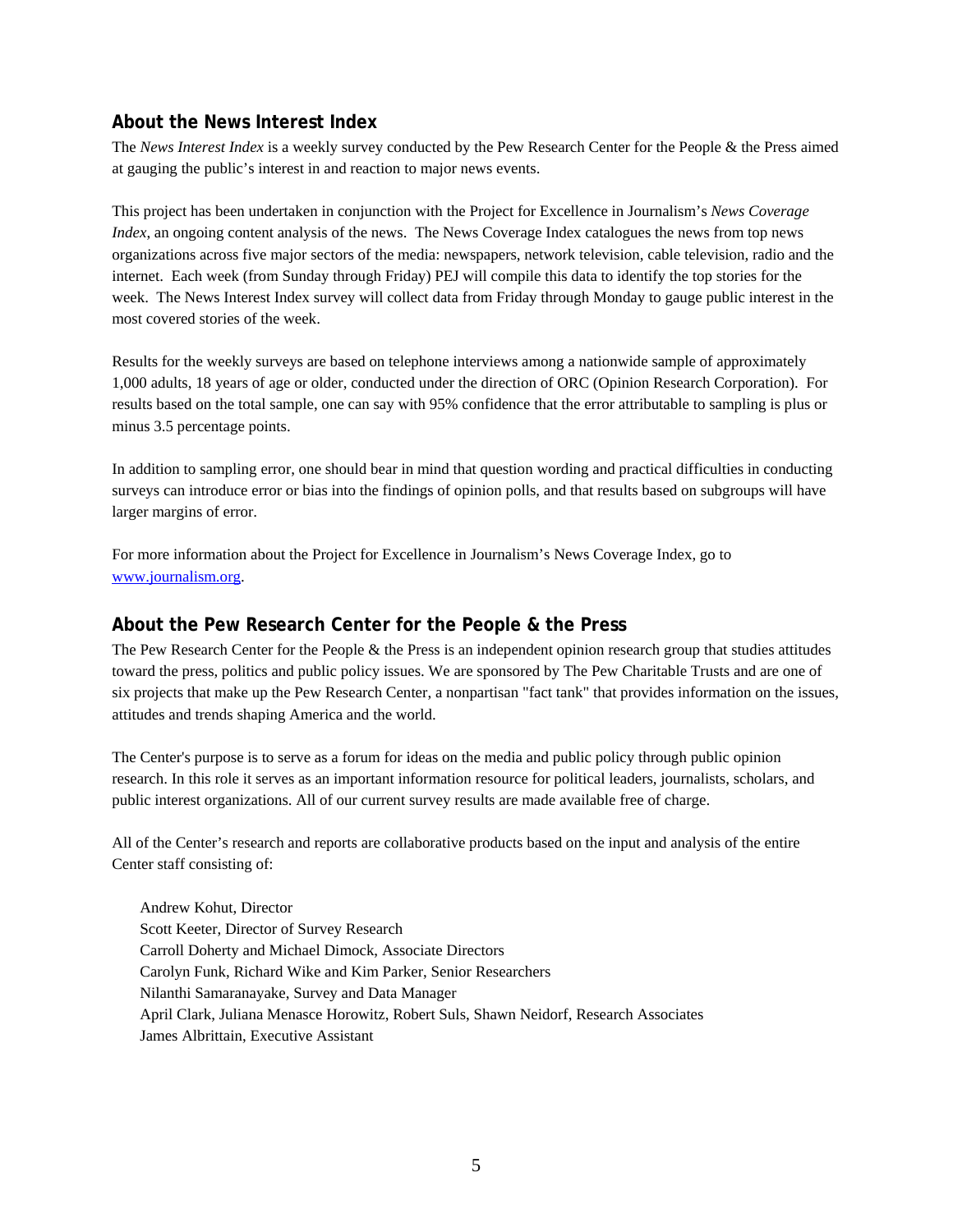## About the News Interest Index

The *News Interest Index* is a weekly survey conducted by the Pew Research Center for the People & the Press aimed at gauging the public's interest in and reaction to major news events.

This project has been undertaken in conjunction with the Project for Excellence in Journalism's *News Coverage Index*, an ongoing content analysis of the news. The News Coverage Index catalogues the news from top news organizations across five major sectors of the media: newspapers, network television, cable television, radio and the internet. Each week (from Sunday through Friday) PEJ will compile this data to identify the top stories for the week. The News Interest Index survey will collect data from Friday through Monday to gauge public interest in the most covered stories of the week.

Results for the weekly surveys are based on telephone interviews among a nationwide sample of approximately 1,000 adults, 18 years of age or older, conducted under the direction of ORC (Opinion Research Corporation). For results based on the total sample, one can say with 95% confidence that the error attributable to sampling is plus or minus 3.5 percentage points.

In addition to sampling error, one should bear in mind that question wording and practical difficulties in conducting surveys can introduce error or bias into the findings of opinion polls, and that results based on subgroups will have larger margins of error.

For more information about the Project for Excellence in Journalism's News Coverage Index, go to [www.journalism.org](http://www.journalism.org).

## About the Pew Research Center for the People & the Press

The Pew Research Center for the People & the Press is an independent opinion research group that studies attitudes toward the press, politics and public policy issues. We are sponsored by The Pew Charitable Trusts and are one of six projects that make up the Pew Research Center, a nonpartisan "fact tank" that provides information on the issues, attitudes and trends shaping America and the world.

The Center's purpose is to serve as a forum for ideas on the media and public policy through public opinion research. In this role it serves as an important information resource for political leaders, journalists, scholars, and public interest organizations. All of our current survey results are made available free of charge.

All of the Center's research and reports are collaborative products based on the input and analysis of the entire Center staff consisting of:

Andrew Kohut, Director
Scott Keeter, Director of Survey Research
Carroll Doherty and Michael Dimock, Associate Directors
Carolyn Funk, Richard Wike and Kim Parker, Senior Researchers
Nilanthi Samaranayake, Survey and Data Manager
April Clark, Juliana Menasce Horowitz, Robert Suls, Shawn Neidorf, Research Associates
James Albrittain, Executive Assistant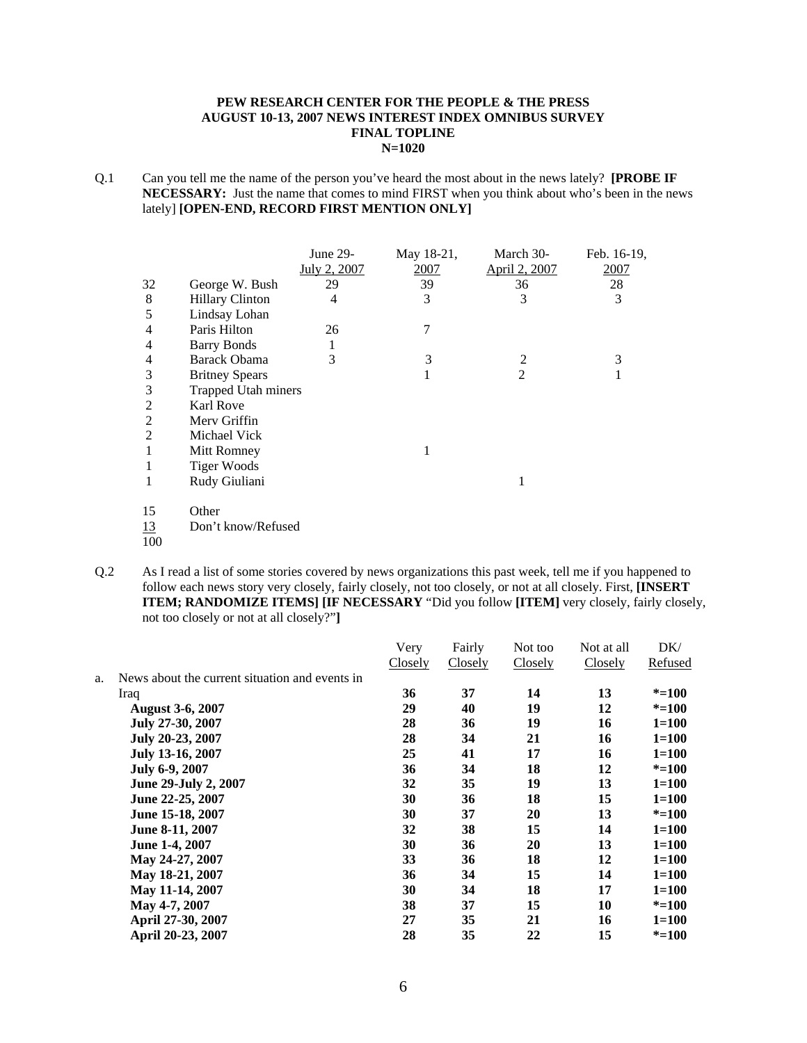**PEW RESEARCH CENTER FOR THE PEOPLE & THE PRESS**
**AUGUST 10-13, 2007 NEWS INTEREST INDEX OMNIBUS SURVEY**
**FINAL TOPLINE**
**N=1020**

Q.1 Can you tell me the name of the person you've heard the most about in the news lately? **[PROBE IF NECESSARY:** Just the name that comes to mind FIRST when you think about who's been in the news lately] **[OPEN-END, RECORD FIRST MENTION ONLY]**

| | | June 29-July 2, 2007 | May 18-21, 2007 | March 30-April 2, 2007 | Feb. 16-19, 2007 |
|---|---|---|---|---|---|
| 32 | George W. Bush | 29 | 39 | 36 | 28 |
| 8 | Hillary Clinton | 4 | 3 | 3 | 3 |
| 5 | Lindsay Lohan | | | | |
| 4 | Paris Hilton | 26 | 7 | | |
| 4 | Barry Bonds | 1 | | | |
| 4 | Barack Obama | 3 | 3 | 2 | 3 |
| 3 | Britney Spears | | 1 | 2 | 1 |
| 3 | Trapped Utah miners | | | | |
| 2 | Karl Rove | | | | |
| 2 | Merv Griffin | | | | |
| 2 | Michael Vick | | | | |
| 1 | Mitt Romney | | 1 | | |
| 1 | Tiger Woods | | | | |
| 1 | Rudy Giuliani | | | 1 | |
| 15 | Other | | | | |
| 13 | Don't know/Refused | | | | |
| 100 | | | | | |

Q.2 As I read a list of some stories covered by news organizations this past week, tell me if you happened to follow each news story very closely, fairly closely, not too closely, or not at all closely. First, **[INSERT ITEM; RANDOMIZE ITEMS] [IF NECESSARY** "Did you follow **[ITEM]** very closely, fairly closely, not too closely or not at all closely?"**]**

| | Very Closely | Fairly Closely | Not too Closely | Not at all Closely | DK/ Refused |
|---|---|---|---|---|---|
| a. News about the current situation and events in Iraq | **36** | **37** | **14** | **13** | ***=100** |
| **August 3-6, 2007** | **29** | **40** | **19** | **12** | ***=100** |
| **July 27-30, 2007** | **28** | **36** | **19** | **16** | **1=100** |
| **July 20-23, 2007** | **28** | **34** | **21** | **16** | **1=100** |
| **July 13-16, 2007** | **25** | **41** | **17** | **16** | **1=100** |
| **July 6-9, 2007** | **36** | **34** | **18** | **12** | ***=100** |
| **June 29-July 2, 2007** | **32** | **35** | **19** | **13** | **1=100** |
| **June 22-25, 2007** | **30** | **36** | **18** | **15** | **1=100** |
| **June 15-18, 2007** | **30** | **37** | **20** | **13** | ***=100** |
| **June 8-11, 2007** | **32** | **38** | **15** | **14** | **1=100** |
| **June 1-4, 2007** | **30** | **36** | **20** | **13** | **1=100** |
| **May 24-27, 2007** | **33** | **36** | **18** | **12** | **1=100** |
| **May 18-21, 2007** | **36** | **34** | **15** | **14** | **1=100** |
| **May 11-14, 2007** | **30** | **34** | **18** | **17** | **1=100** |
| **May 4-7, 2007** | **38** | **37** | **15** | **10** | ***=100** |
| **April 27-30, 2007** | **27** | **35** | **21** | **16** | **1=100** |
| **April 20-23, 2007** | **28** | **35** | **22** | **15** | ***=100** |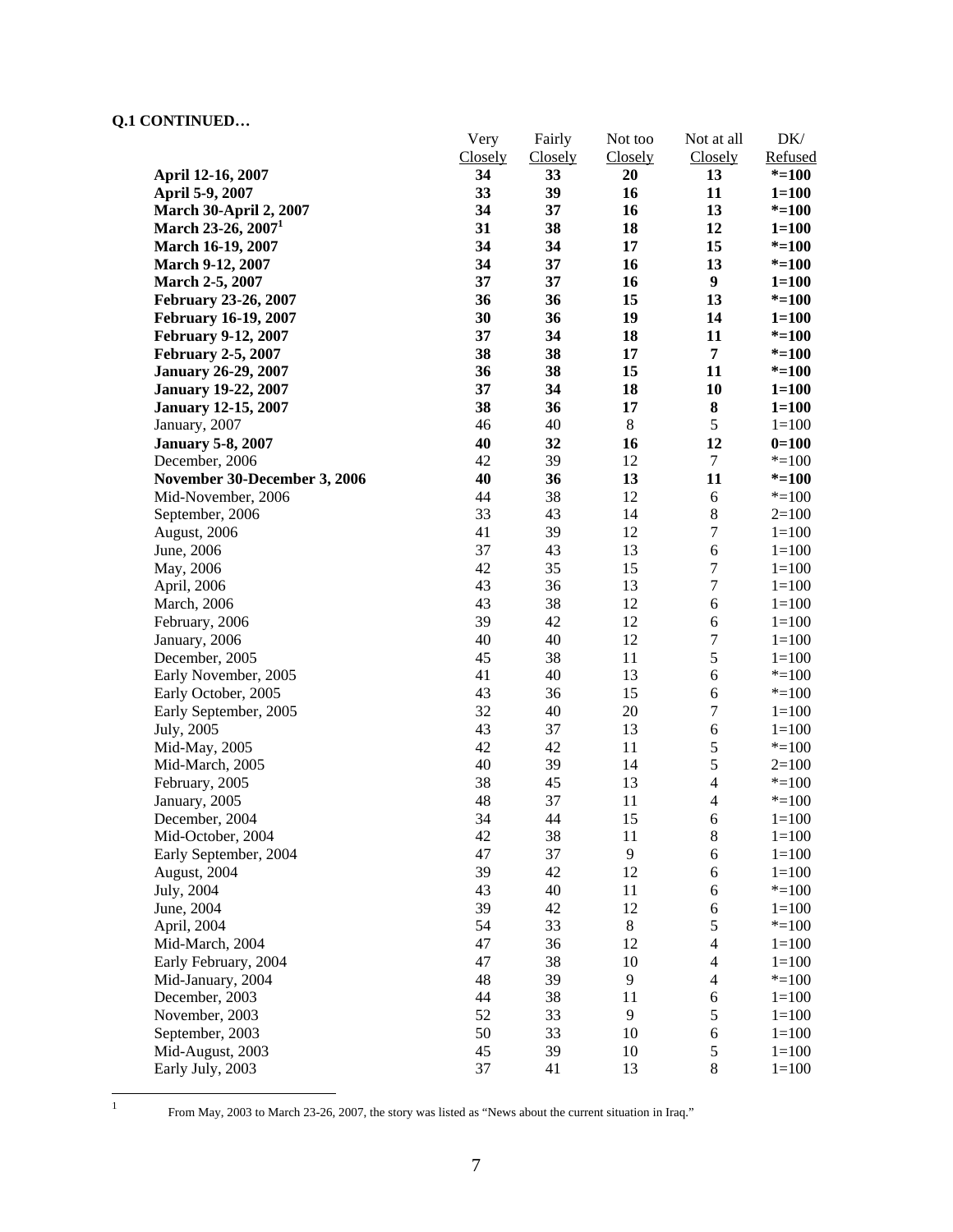**Q.1 CONTINUED…**

| | Very Closely | Fairly Closely | Not too Closely | Not at all Closely | DK/ Refused |
|---|---|---|---|---|---|
| **April 12-16, 2007** | **34** | **33** | **20** | **13** | **\*=100** |
| **April 5-9, 2007** | **33** | **39** | **16** | **11** | **1=100** |
| **March 30-April 2, 2007** | **34** | **37** | **16** | **13** | **\*=100** |
| **March 23-26, 2007[1]** | **31** | **38** | **18** | **12** | **1=100** |
| **March 16-19, 2007** | **34** | **34** | **17** | **15** | **\*=100** |
| **March 9-12, 2007** | **34** | **37** | **16** | **13** | **\*=100** |
| **March 2-5, 2007** | **37** | **37** | **16** | **9** | **1=100** |
| **February 23-26, 2007** | **36** | **36** | **15** | **13** | **\*=100** |
| **February 16-19, 2007** | **30** | **36** | **19** | **14** | **1=100** |
| **February 9-12, 2007** | **37** | **34** | **18** | **11** | **\*=100** |
| **February 2-5, 2007** | **38** | **38** | **17** | **7** | **\*=100** |
| **January 26-29, 2007** | **36** | **38** | **15** | **11** | **\*=100** |
| **January 19-22, 2007** | **37** | **34** | **18** | **10** | **1=100** |
| **January 12-15, 2007** | **38** | **36** | **17** | **8** | **1=100** |
| January, 2007 | 46 | 40 | 8 | 5 | 1=100 |
| **January 5-8, 2007** | **40** | **32** | **16** | **12** | **0=100** |
| December, 2006 | 42 | 39 | 12 | 7 | \*=100 |
| **November 30-December 3, 2006** | **40** | **36** | **13** | **11** | **\*=100** |
| Mid-November, 2006 | 44 | 38 | 12 | 6 | \*=100 |
| September, 2006 | 33 | 43 | 14 | 8 | 2=100 |
| August, 2006 | 41 | 39 | 12 | 7 | 1=100 |
| June, 2006 | 37 | 43 | 13 | 6 | 1=100 |
| May, 2006 | 42 | 35 | 15 | 7 | 1=100 |
| April, 2006 | 43 | 36 | 13 | 7 | 1=100 |
| March, 2006 | 43 | 38 | 12 | 6 | 1=100 |
| February, 2006 | 39 | 42 | 12 | 6 | 1=100 |
| January, 2006 | 40 | 40 | 12 | 7 | 1=100 |
| December, 2005 | 45 | 38 | 11 | 5 | 1=100 |
| Early November, 2005 | 41 | 40 | 13 | 6 | \*=100 |
| Early October, 2005 | 43 | 36 | 15 | 6 | \*=100 |
| Early September, 2005 | 32 | 40 | 20 | 7 | 1=100 |
| July, 2005 | 43 | 37 | 13 | 6 | 1=100 |
| Mid-May, 2005 | 42 | 42 | 11 | 5 | \*=100 |
| Mid-March, 2005 | 40 | 39 | 14 | 5 | 2=100 |
| February, 2005 | 38 | 45 | 13 | 4 | \*=100 |
| January, 2005 | 48 | 37 | 11 | 4 | \*=100 |
| December, 2004 | 34 | 44 | 15 | 6 | 1=100 |
| Mid-October, 2004 | 42 | 38 | 11 | 8 | 1=100 |
| Early September, 2004 | 47 | 37 | 9 | 6 | 1=100 |
| August, 2004 | 39 | 42 | 12 | 6 | 1=100 |
| July, 2004 | 43 | 40 | 11 | 6 | \*=100 |
| June, 2004 | 39 | 42 | 12 | 6 | 1=100 |
| April, 2004 | 54 | 33 | 8 | 5 | \*=100 |
| Mid-March, 2004 | 47 | 36 | 12 | 4 | 1=100 |
| Early February, 2004 | 47 | 38 | 10 | 4 | 1=100 |
| Mid-January, 2004 | 48 | 39 | 9 | 4 | \*=100 |
| December, 2003 | 44 | 38 | 11 | 6 | 1=100 |
| November, 2003 | 52 | 33 | 9 | 5 | 1=100 |
| September, 2003 | 50 | 33 | 10 | 6 | 1=100 |
| Mid-August, 2003 | 45 | 39 | 10 | 5 | 1=100 |
| Early July, 2003 | 37 | 41 | 13 | 8 | 1=100 |

[1] From May, 2003 to March 23-26, 2007, the story was listed as "News about the current situation in Iraq."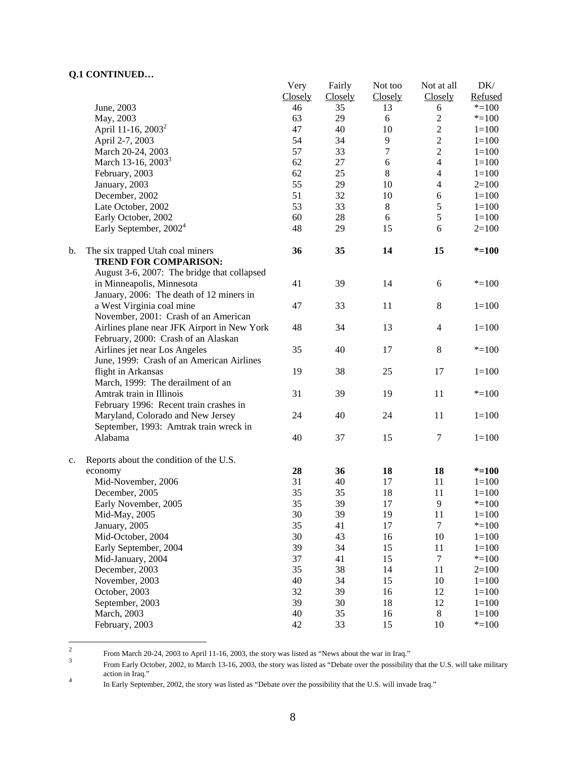**Q.1 CONTINUED…**

| | Very Closely | Fairly Closely | Not too Closely | Not at all Closely | DK/ Refused |
|---|---|---|---|---|---|
| June, 2003 | 46 | 35 | 13 | 6 | *=100 |
| May, 2003 | 63 | 29 | 6 | 2 | *=100 |
| April 11-16, 2003[2] | 47 | 40 | 10 | 2 | 1=100 |
| April 2-7, 2003 | 54 | 34 | 9 | 2 | 1=100 |
| March 20-24, 2003 | 57 | 33 | 7 | 2 | 1=100 |
| March 13-16, 2003[3] | 62 | 27 | 6 | 4 | 1=100 |
| February, 2003 | 62 | 25 | 8 | 4 | 1=100 |
| January, 2003 | 55 | 29 | 10 | 4 | 2=100 |
| December, 2002 | 51 | 32 | 10 | 6 | 1=100 |
| Late October, 2002 | 53 | 33 | 8 | 5 | 1=100 |
| Early October, 2002 | 60 | 28 | 6 | 5 | 1=100 |
| Early September, 2002[4] | 48 | 29 | 15 | 6 | 2=100 |
| b. The six trapped Utah coal miners | **36** | **35** | **14** | **15** | ***=100** |
| **TREND FOR COMPARISON:** | | | | | |
| August 3-6, 2007: The bridge that collapsed in Minneapolis, Minnesota | 41 | 39 | 14 | 6 | *=100 |
| January, 2006: The death of 12 miners in a West Virginia coal mine | 47 | 33 | 11 | 8 | 1=100 |
| November, 2001: Crash of an American Airlines plane near JFK Airport in New York | 48 | 34 | 13 | 4 | 1=100 |
| February, 2000: Crash of an Alaskan Airlines jet near Los Angeles | 35 | 40 | 17 | 8 | *=100 |
| June, 1999: Crash of an American Airlines flight in Arkansas | 19 | 38 | 25 | 17 | 1=100 |
| March, 1999: The derailment of an Amtrak train in Illinois | 31 | 39 | 19 | 11 | *=100 |
| February 1996: Recent train crashes in Maryland, Colorado and New Jersey | 24 | 40 | 24 | 11 | 1=100 |
| September, 1993: Amtrak train wreck in Alabama | 40 | 37 | 15 | 7 | 1=100 |
| c. Reports about the condition of the U.S. economy | **28** | **36** | **18** | **18** | ***=100** |
| Mid-November, 2006 | 31 | 40 | 17 | 11 | 1=100 |
| December, 2005 | 35 | 35 | 18 | 11 | 1=100 |
| Early November, 2005 | 35 | 39 | 17 | 9 | *=100 |
| Mid-May, 2005 | 30 | 39 | 19 | 11 | 1=100 |
| January, 2005 | 35 | 41 | 17 | 7 | *=100 |
| Mid-October, 2004 | 30 | 43 | 16 | 10 | 1=100 |
| Early September, 2004 | 39 | 34 | 15 | 11 | 1=100 |
| Mid-January, 2004 | 37 | 41 | 15 | 7 | *=100 |
| December, 2003 | 35 | 38 | 14 | 11 | 2=100 |
| November, 2003 | 40 | 34 | 15 | 10 | 1=100 |
| October, 2003 | 32 | 39 | 16 | 12 | 1=100 |
| September, 2003 | 39 | 30 | 18 | 12 | 1=100 |
| March, 2003 | 40 | 35 | 16 | 8 | 1=100 |
| February, 2003 | 42 | 33 | 15 | 10 | *=100 |

---

[2] From March 20-24, 2003 to April 11-16, 2003, the story was listed as "News about the war in Iraq."

[3] From Early October, 2002, to March 13-16, 2003, the story was listed as "Debate over the possibility that the U.S. will take military action in Iraq."

[4] In Early September, 2002, the story was listed as "Debate over the possibility that the U.S. will invade Iraq."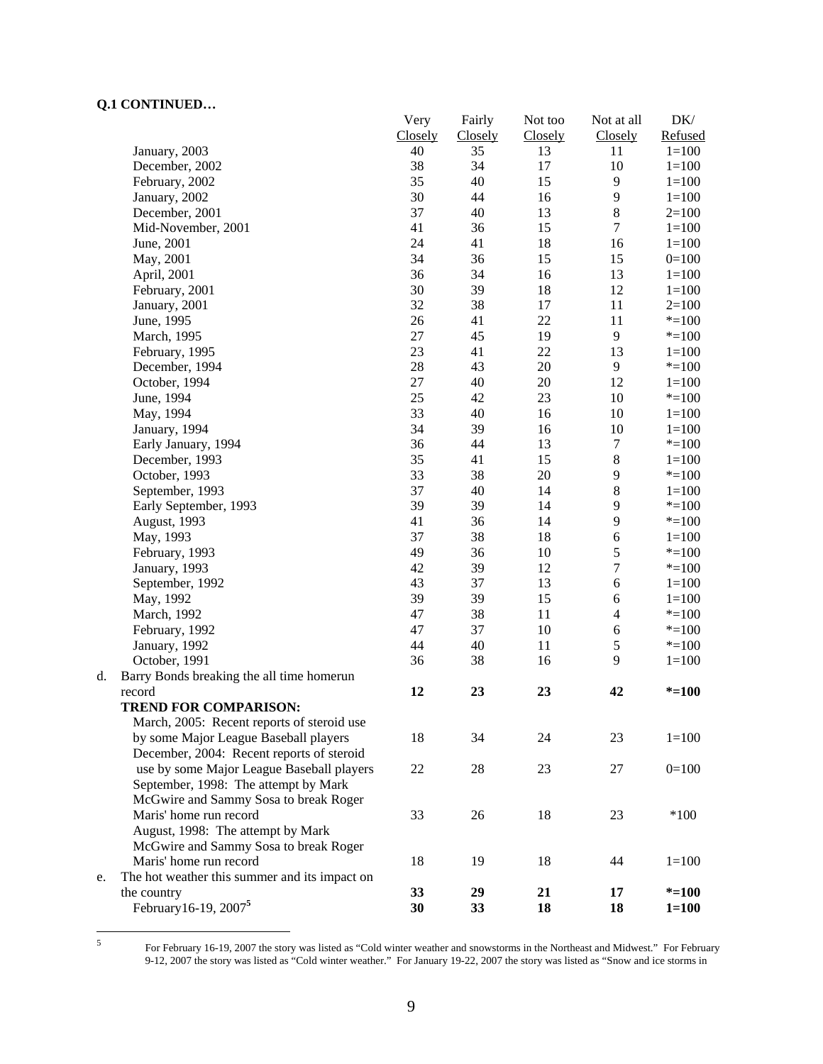**Q.1 CONTINUED…**

| | Very Closely | Fairly Closely | Not too Closely | Not at all Closely | DK/ Refused |
|---|---|---|---|---|---|
| January, 2003 | 40 | 35 | 13 | 11 | 1=100 |
| December, 2002 | 38 | 34 | 17 | 10 | 1=100 |
| February, 2002 | 35 | 40 | 15 | 9 | 1=100 |
| January, 2002 | 30 | 44 | 16 | 9 | 1=100 |
| December, 2001 | 37 | 40 | 13 | 8 | 2=100 |
| Mid-November, 2001 | 41 | 36 | 15 | 7 | 1=100 |
| June, 2001 | 24 | 41 | 18 | 16 | 1=100 |
| May, 2001 | 34 | 36 | 15 | 15 | 0=100 |
| April, 2001 | 36 | 34 | 16 | 13 | 1=100 |
| February, 2001 | 30 | 39 | 18 | 12 | 1=100 |
| January, 2001 | 32 | 38 | 17 | 11 | 2=100 |
| June, 1995 | 26 | 41 | 22 | 11 | *=100 |
| March, 1995 | 27 | 45 | 19 | 9 | *=100 |
| February, 1995 | 23 | 41 | 22 | 13 | 1=100 |
| December, 1994 | 28 | 43 | 20 | 9 | *=100 |
| October, 1994 | 27 | 40 | 20 | 12 | 1=100 |
| June, 1994 | 25 | 42 | 23 | 10 | *=100 |
| May, 1994 | 33 | 40 | 16 | 10 | 1=100 |
| January, 1994 | 34 | 39 | 16 | 10 | 1=100 |
| Early January, 1994 | 36 | 44 | 13 | 7 | *=100 |
| December, 1993 | 35 | 41 | 15 | 8 | 1=100 |
| October, 1993 | 33 | 38 | 20 | 9 | *=100 |
| September, 1993 | 37 | 40 | 14 | 8 | 1=100 |
| Early September, 1993 | 39 | 39 | 14 | 9 | *=100 |
| August, 1993 | 41 | 36 | 14 | 9 | *=100 |
| May, 1993 | 37 | 38 | 18 | 6 | 1=100 |
| February, 1993 | 49 | 36 | 10 | 5 | *=100 |
| January, 1993 | 42 | 39 | 12 | 7 | *=100 |
| September, 1992 | 43 | 37 | 13 | 6 | 1=100 |
| May, 1992 | 39 | 39 | 15 | 6 | 1=100 |
| March, 1992 | 47 | 38 | 11 | 4 | *=100 |
| February, 1992 | 47 | 37 | 10 | 6 | *=100 |
| January, 1992 | 44 | 40 | 11 | 5 | *=100 |
| October, 1991 | 36 | 38 | 16 | 9 | 1=100 |
| d. Barry Bonds breaking the all time homerun record | **12** | **23** | **23** | **42** | ***=100** |
| **TREND FOR COMPARISON:** | | | | | |
| March, 2005: Recent reports of steroid use by some Major League Baseball players | 18 | 34 | 24 | 23 | 1=100 |
| December, 2004: Recent reports of steroid use by some Major League Baseball players | 22 | 28 | 23 | 27 | 0=100 |
| September, 1998: The attempt by Mark McGwire and Sammy Sosa to break Roger Maris' home run record | 33 | 26 | 18 | 23 | *100 |
| August, 1998: The attempt by Mark McGwire and Sammy Sosa to break Roger Maris' home run record | 18 | 19 | 18 | 44 | 1=100 |
| e. The hot weather this summer and its impact on the country | **33** | **29** | **21** | **17** | ***=100** |
| February16-19, 2007[5] | **30** | **33** | **18** | **18** | **1=100** |

5 For February 16-19, 2007 the story was listed as "Cold winter weather and snowstorms in the Northeast and Midwest." For February 9-12, 2007 the story was listed as "Cold winter weather." For January 19-22, 2007 the story was listed as "Snow and ice storms in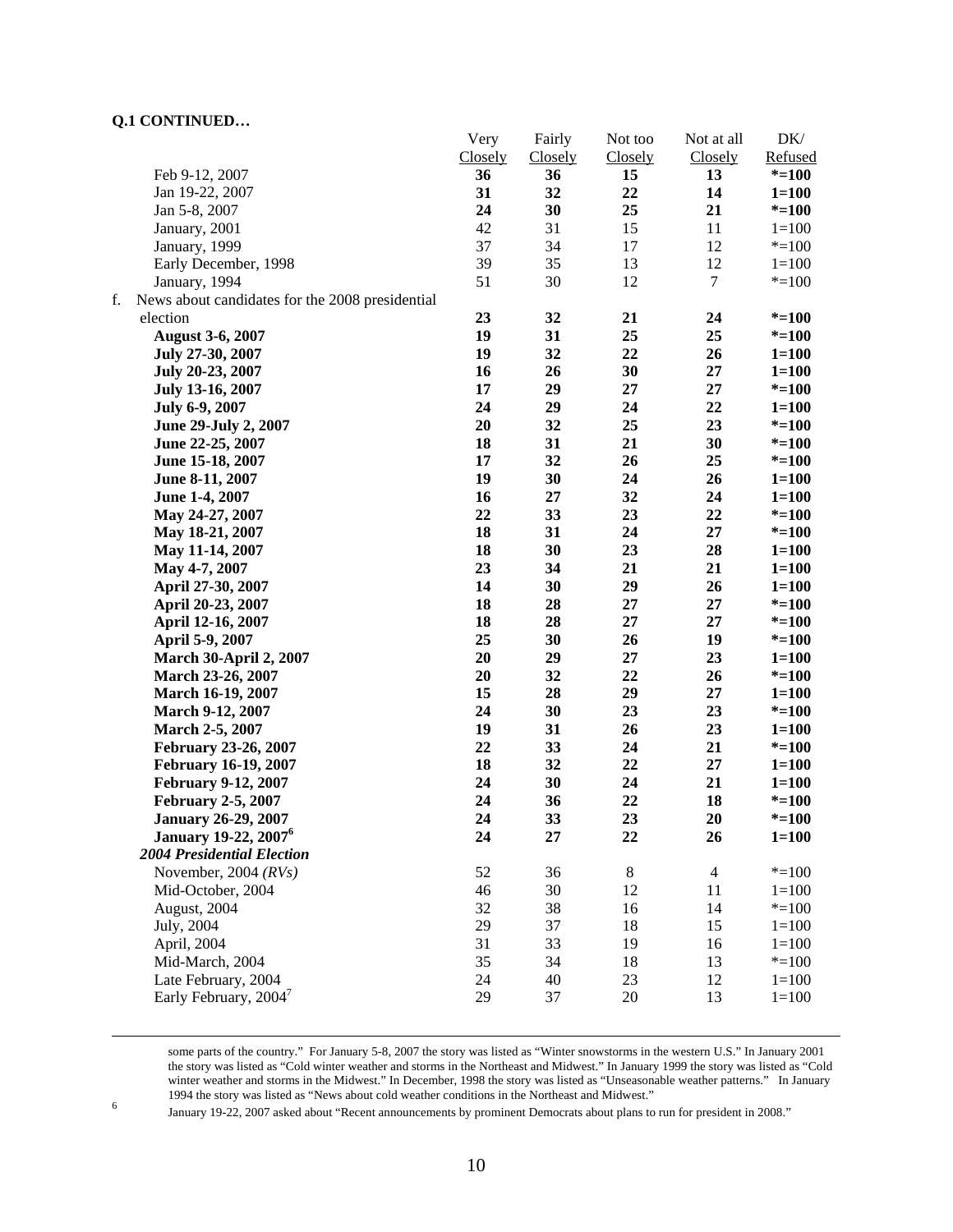**Q.1 CONTINUED…**

| | Very Closely | Fairly Closely | Not too Closely | Not at all Closely | DK/ Refused |
|---|---|---|---|---|---|
| Feb 9-12, 2007 | **36** | **36** | **15** | **13** | ***=100** |
| Jan 19-22, 2007 | **31** | **32** | **22** | **14** | **1=100** |
| Jan 5-8, 2007 | **24** | **30** | **25** | **21** | ***=100** |
| January, 2001 | 42 | 31 | 15 | 11 | 1=100 |
| January, 1999 | 37 | 34 | 17 | 12 | *=100 |
| Early December, 1998 | 39 | 35 | 13 | 12 | 1=100 |
| January, 1994 | 51 | 30 | 12 | 7 | *=100 |
| f. News about candidates for the 2008 presidential election | **23** | **32** | **21** | **24** | ***=100** |
| **August 3-6, 2007** | **19** | **31** | **25** | **25** | ***=100** |
| **July 27-30, 2007** | **19** | **32** | **22** | **26** | **1=100** |
| **July 20-23, 2007** | **16** | **26** | **30** | **27** | **1=100** |
| **July 13-16, 2007** | **17** | **29** | **27** | **27** | ***=100** |
| **July 6-9, 2007** | **24** | **29** | **24** | **22** | **1=100** |
| **June 29-July 2, 2007** | **20** | **32** | **25** | **23** | ***=100** |
| **June 22-25, 2007** | **18** | **31** | **21** | **30** | ***=100** |
| **June 15-18, 2007** | **17** | **32** | **26** | **25** | ***=100** |
| **June 8-11, 2007** | **19** | **30** | **24** | **26** | **1=100** |
| **June 1-4, 2007** | **16** | **27** | **32** | **24** | **1=100** |
| **May 24-27, 2007** | **22** | **33** | **23** | **22** | ***=100** |
| **May 18-21, 2007** | **18** | **31** | **24** | **27** | ***=100** |
| **May 11-14, 2007** | **18** | **30** | **23** | **28** | **1=100** |
| **May 4-7, 2007** | **23** | **34** | **21** | **21** | **1=100** |
| **April 27-30, 2007** | **14** | **30** | **29** | **26** | **1=100** |
| **April 20-23, 2007** | **18** | **28** | **27** | **27** | ***=100** |
| **April 12-16, 2007** | **18** | **28** | **27** | **27** | ***=100** |
| **April 5-9, 2007** | **25** | **30** | **26** | **19** | ***=100** |
| **March 30-April 2, 2007** | **20** | **29** | **27** | **23** | **1=100** |
| **March 23-26, 2007** | **20** | **32** | **22** | **26** | ***=100** |
| **March 16-19, 2007** | **15** | **28** | **29** | **27** | **1=100** |
| **March 9-12, 2007** | **24** | **30** | **23** | **23** | ***=100** |
| **March 2-5, 2007** | **19** | **31** | **26** | **23** | **1=100** |
| **February 23-26, 2007** | **22** | **33** | **24** | **21** | ***=100** |
| **February 16-19, 2007** | **18** | **32** | **22** | **27** | **1=100** |
| **February 9-12, 2007** | **24** | **30** | **24** | **21** | **1=100** |
| **February 2-5, 2007** | **24** | **36** | **22** | **18** | ***=100** |
| **January 26-29, 2007** | **24** | **33** | **23** | **20** | ***=100** |
| **January 19-22, 2007[6]** | **24** | **27** | **22** | **26** | **1=100** |
| ***2004 Presidential Election*** | | | | | |
| November, 2004 *(RVs)* | 52 | 36 | 8 | 4 | *=100 |
| Mid-October, 2004 | 46 | 30 | 12 | 11 | 1=100 |
| August, 2004 | 32 | 38 | 16 | 14 | *=100 |
| July, 2004 | 29 | 37 | 18 | 15 | 1=100 |
| April, 2004 | 31 | 33 | 19 | 16 | 1=100 |
| Mid-March, 2004 | 35 | 34 | 18 | 13 | *=100 |
| Late February, 2004 | 24 | 40 | 23 | 12 | 1=100 |
| Early February, 2004[7] | 29 | 37 | 20 | 13 | 1=100 |

---

some parts of the country." For January 5-8, 2007 the story was listed as "Winter snowstorms in the western U.S." In January 2001 the story was listed as "Cold winter weather and storms in the Northeast and Midwest." In January 1999 the story was listed as "Cold winter weather and storms in the Midwest." In December, 1998 the story was listed as "Unseasonable weather patterns." In January 1994 the story was listed as "News about cold weather conditions in the Northeast and Midwest."

[6] January 19-22, 2007 asked about "Recent announcements by prominent Democrats about plans to run for president in 2008."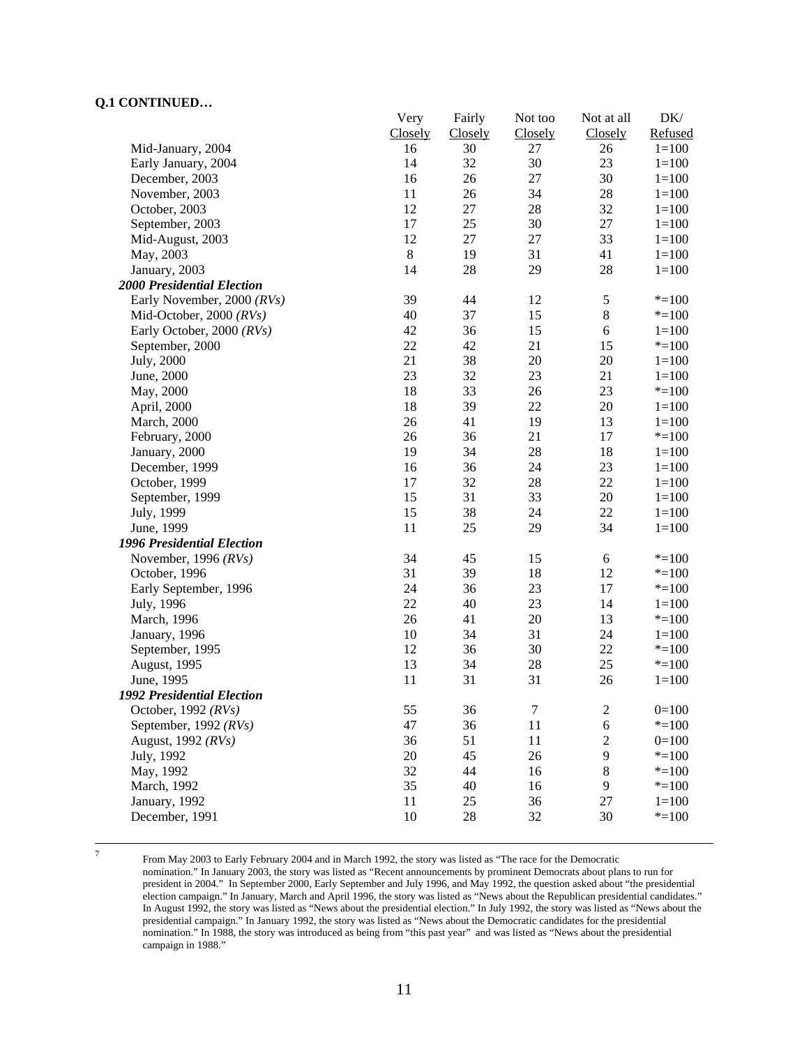**Q.1 CONTINUED…**

| | Very Closely | Fairly Closely | Not too Closely | Not at all Closely | DK/ Refused |
|---|---|---|---|---|---|
| Mid-January, 2004 | 16 | 30 | 27 | 26 | 1=100 |
| Early January, 2004 | 14 | 32 | 30 | 23 | 1=100 |
| December, 2003 | 16 | 26 | 27 | 30 | 1=100 |
| November, 2003 | 11 | 26 | 34 | 28 | 1=100 |
| October, 2003 | 12 | 27 | 28 | 32 | 1=100 |
| September, 2003 | 17 | 25 | 30 | 27 | 1=100 |
| Mid-August, 2003 | 12 | 27 | 27 | 33 | 1=100 |
| May, 2003 | 8 | 19 | 31 | 41 | 1=100 |
| January, 2003 | 14 | 28 | 29 | 28 | 1=100 |
| ***2000 Presidential Election*** | | | | | |
| Early November, 2000 *(RVs)* | 39 | 44 | 12 | 5 | *=100 |
| Mid-October, 2000 *(RVs)* | 40 | 37 | 15 | 8 | *=100 |
| Early October, 2000 *(RVs)* | 42 | 36 | 15 | 6 | 1=100 |
| September, 2000 | 22 | 42 | 21 | 15 | *=100 |
| July, 2000 | 21 | 38 | 20 | 20 | 1=100 |
| June, 2000 | 23 | 32 | 23 | 21 | 1=100 |
| May, 2000 | 18 | 33 | 26 | 23 | *=100 |
| April, 2000 | 18 | 39 | 22 | 20 | 1=100 |
| March, 2000 | 26 | 41 | 19 | 13 | 1=100 |
| February, 2000 | 26 | 36 | 21 | 17 | *=100 |
| January, 2000 | 19 | 34 | 28 | 18 | 1=100 |
| December, 1999 | 16 | 36 | 24 | 23 | 1=100 |
| October, 1999 | 17 | 32 | 28 | 22 | 1=100 |
| September, 1999 | 15 | 31 | 33 | 20 | 1=100 |
| July, 1999 | 15 | 38 | 24 | 22 | 1=100 |
| June, 1999 | 11 | 25 | 29 | 34 | 1=100 |
| ***1996 Presidential Election*** | | | | | |
| November, 1996 *(RVs)* | 34 | 45 | 15 | 6 | *=100 |
| October, 1996 | 31 | 39 | 18 | 12 | *=100 |
| Early September, 1996 | 24 | 36 | 23 | 17 | *=100 |
| July, 1996 | 22 | 40 | 23 | 14 | 1=100 |
| March, 1996 | 26 | 41 | 20 | 13 | *=100 |
| January, 1996 | 10 | 34 | 31 | 24 | 1=100 |
| September, 1995 | 12 | 36 | 30 | 22 | *=100 |
| August, 1995 | 13 | 34 | 28 | 25 | *=100 |
| June, 1995 | 11 | 31 | 31 | 26 | 1=100 |
| ***1992 Presidential Election*** | | | | | |
| October, 1992 *(RVs)* | 55 | 36 | 7 | 2 | 0=100 |
| September, 1992 *(RVs)* | 47 | 36 | 11 | 6 | *=100 |
| August, 1992 *(RVs)* | 36 | 51 | 11 | 2 | 0=100 |
| July, 1992 | 20 | 45 | 26 | 9 | *=100 |
| May, 1992 | 32 | 44 | 16 | 8 | *=100 |
| March, 1992 | 35 | 40 | 16 | 9 | *=100 |
| January, 1992 | 11 | 25 | 36 | 27 | 1=100 |
| December, 1991 | 10 | 28 | 32 | 30 | *=100 |

---

7 From May 2003 to Early February 2004 and in March 1992, the story was listed as "The race for the Democratic nomination." In January 2003, the story was listed as "Recent announcements by prominent Democrats about plans to run for president in 2004." In September 2000, Early September and July 1996, and May 1992, the question asked about "the presidential election campaign." In January, March and April 1996, the story was listed as "News about the Republican presidential candidates." In August 1992, the story was listed as "News about the presidential election." In July 1992, the story was listed as "News about the presidential campaign." In January 1992, the story was listed as "News about the Democratic candidates for the presidential nomination." In 1988, the story was introduced as being from "this past year" and was listed as "News about the presidential campaign in 1988."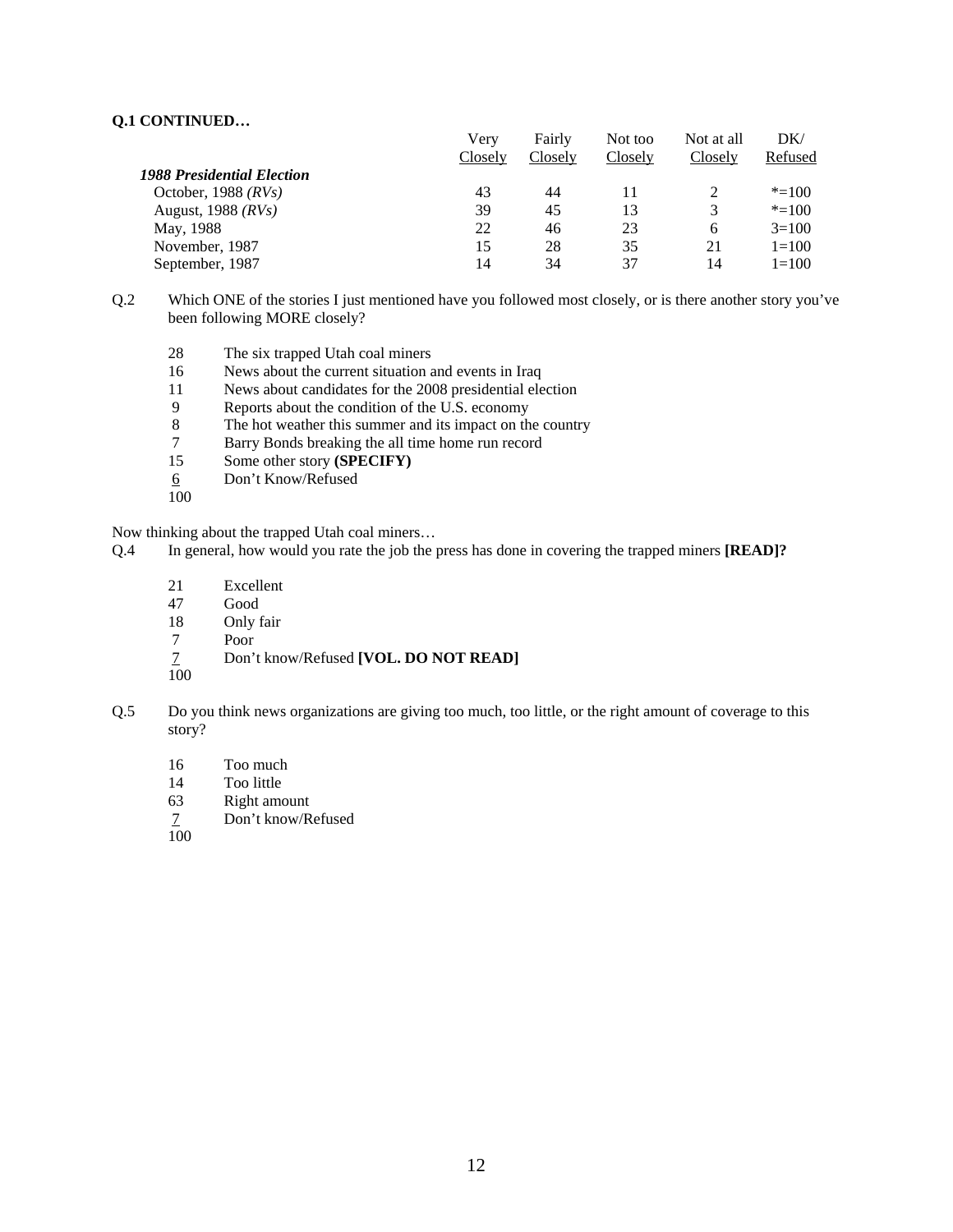**Q.1 CONTINUED…**

| | Very Closely | Fairly Closely | Not too Closely | Not at all Closely | DK/ Refused |
|---|---|---|---|---|---|
| ***1988 Presidential Election*** | | | | | |
| October, 1988 *(RVs)* | 43 | 44 | 11 | 2 | *=100 |
| August, 1988 *(RVs)* | 39 | 45 | 13 | 3 | *=100 |
| May, 1988 | 22 | 46 | 23 | 6 | 3=100 |
| November, 1987 | 15 | 28 | 35 | 21 | 1=100 |
| September, 1987 | 14 | 34 | 37 | 14 | 1=100 |

Q.2 Which ONE of the stories I just mentioned have you followed most closely, or is there another story you've been following MORE closely?

| | |
|---|---|
| 28 | The six trapped Utah coal miners |
| 16 | News about the current situation and events in Iraq |
| 11 | News about candidates for the 2008 presidential election |
| 9 | Reports about the condition of the U.S. economy |
| 8 | The hot weather this summer and its impact on the country |
| 7 | Barry Bonds breaking the all time home run record |
| 15 | Some other story **(SPECIFY)** |
| 6 | Don't Know/Refused |
| 100 | |

Now thinking about the trapped Utah coal miners…

Q.4 In general, how would you rate the job the press has done in covering the trapped miners **[READ]?**

| | |
|---|---|
| 21 | Excellent |
| 47 | Good |
| 18 | Only fair |
| 7 | Poor |
| 7 | Don't know/Refused **[VOL. DO NOT READ]** |
| 100 | |

Q.5 Do you think news organizations are giving too much, too little, or the right amount of coverage to this story?

| | |
|---|---|
| 16 | Too much |
| 14 | Too little |
| 63 | Right amount |
| 7 | Don't know/Refused |
| 100 | |